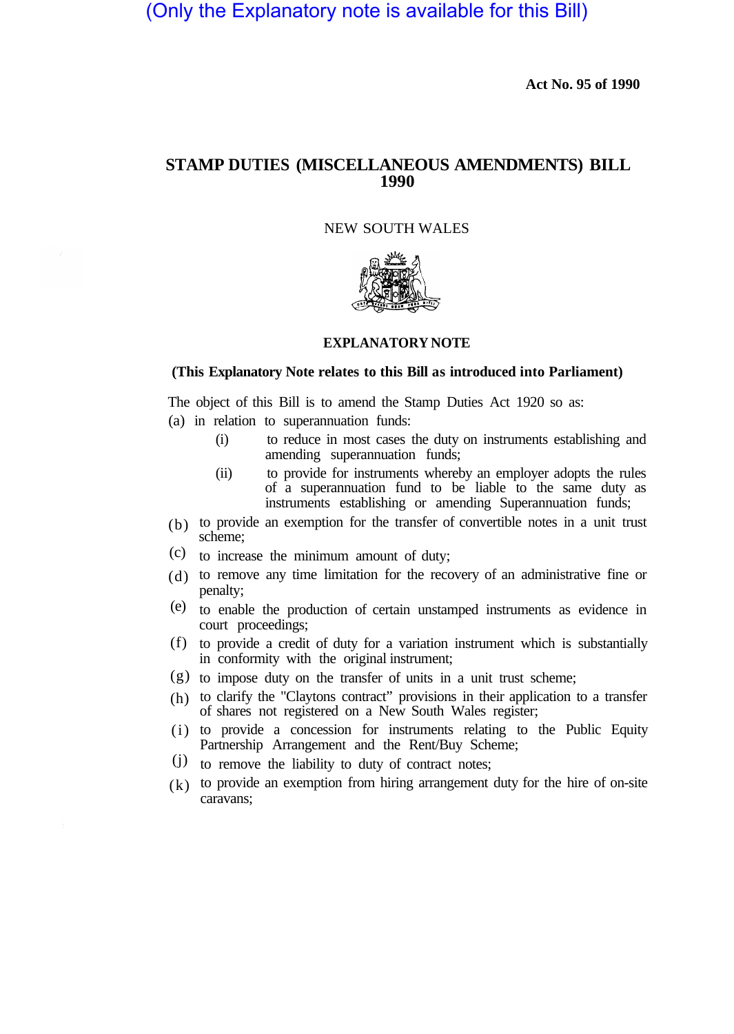(Only the Explanatory note is available for this Bill)

**Act No. 95 of 1990**

# STAMP DUTIES (MISCELLANEOUS AMENDMENTS) BILL 1990

NEW SOUTH WALES

## EXPLANATORY NOTE

**(This Explanatory Note relates to this Bill as introduced into Parliament)**

The object of this Bill is to amend the Stamp Duties Act 1920 so as:

(a) in relation to superannuation funds:

- (i) to reduce in most cases the duty on instruments establishing and amending superannuation funds;
- (ii) to provide for instruments whereby an employer adopts the rules of a superannuation fund to be liable to the same duty as instruments establishing or amending Superannuation funds;

(b) to provide an exemption for the transfer of convertible notes in a unit trust scheme;

(c) to increase the minimum amount of duty;

(d) to remove any time limitation for the recovery of an administrative fine or penalty;

(e) to enable the production of certain unstamped instruments as evidence in court proceedings;

(f) to provide a credit of duty for a variation instrument which is substantially in conformity with the original instrument;

(g) to impose duty on the transfer of units in a unit trust scheme;

(h) to clarify the "Claytons contract" provisions in their application to a transfer of shares not registered on a New South Wales register;

(i) to provide a concession for instruments relating to the Public Equity Partnership Arrangement and the Rent/Buy Scheme;

(j) to remove the liability to duty of contract notes;

(k) to provide an exemption from hiring arrangement duty for the hire of on-site caravans;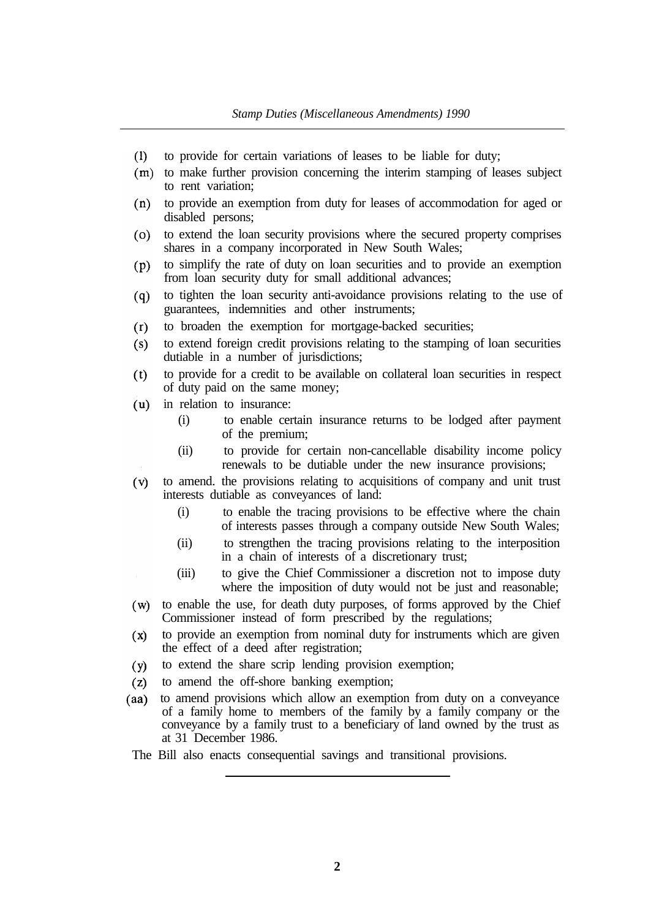(l) to provide for certain variations of leases to be liable for duty;

(m) to make further provision concerning the interim stamping of leases subject to rent variation;

(n) to provide an exemption from duty for leases of accommodation for aged or disabled persons;

(o) to extend the loan security provisions where the secured property comprises shares in a company incorporated in New South Wales;

(p) to simplify the rate of duty on loan securities and to provide an exemption from loan security duty for small additional advances;

(q) to tighten the loan security anti-avoidance provisions relating to the use of guarantees, indemnities and other instruments;

(r) to broaden the exemption for mortgage-backed securities;

(s) to extend foreign credit provisions relating to the stamping of loan securities dutiable in a number of jurisdictions;

(t) to provide for a credit to be available on collateral loan securities in respect of duty paid on the same money;

(u) in relation to insurance:

- (i) to enable certain insurance returns to be lodged after payment of the premium;
- (ii) to provide for certain non-cancellable disability income policy renewals to be dutiable under the new insurance provisions;

(v) to amend. the provisions relating to acquisitions of company and unit trust interests dutiable as conveyances of land:

- (i) to enable the tracing provisions to be effective where the chain of interests passes through a company outside New South Wales;
- (ii) to strengthen the tracing provisions relating to the interposition in a chain of interests of a discretionary trust;
- (iii) to give the Chief Commissioner a discretion not to impose duty where the imposition of duty would not be just and reasonable;

(w) to enable the use, for death duty purposes, of forms approved by the Chief Commissioner instead of form prescribed by the regulations;

(x) to provide an exemption from nominal duty for instruments which are given the effect of a deed after registration;

(y) to extend the share scrip lending provision exemption;

(z) to amend the off-shore banking exemption;

(aa) to amend provisions which allow an exemption from duty on a conveyance of a family home to members of the family by a family company or the conveyance by a family trust to a beneficiary of land owned by the trust as at 31 December 1986.

The Bill also enacts consequential savings and transitional provisions.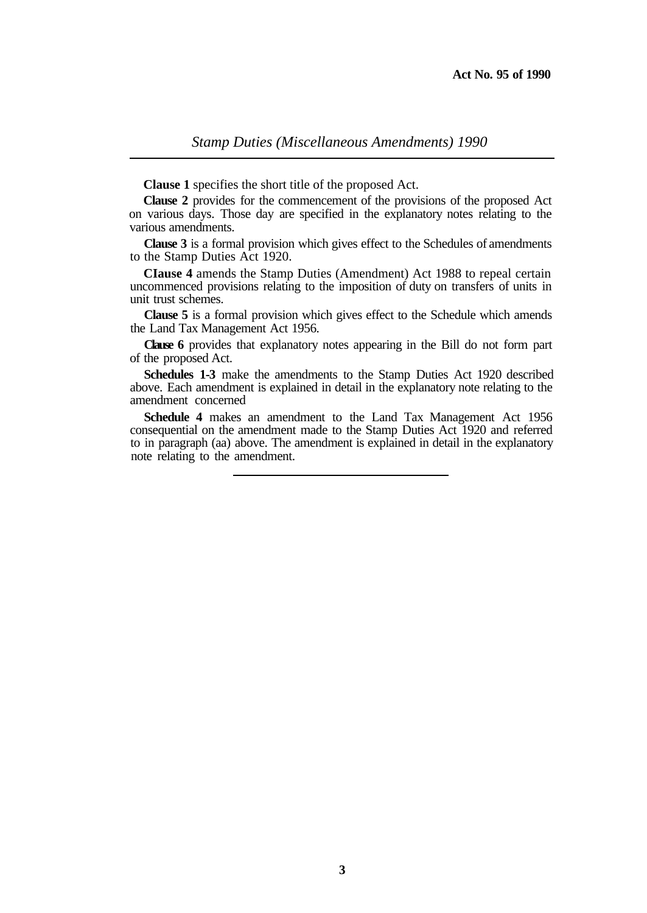*Stamp Duties (Miscellaneous Amendments) 1990*

**Clause 1** specifies the short title of the proposed Act.

**Clause 2** provides for the commencement of the provisions of the proposed Act on various days. Those day are specified in the explanatory notes relating to the various amendments.

**Clause 3** is a formal provision which gives effect to the Schedules of amendments to the Stamp Duties Act 1920.

**CIause 4** amends the Stamp Duties (Amendment) Act 1988 to repeal certain uncommenced provisions relating to the imposition of duty on transfers of units in unit trust schemes.

**Clause 5** is a formal provision which gives effect to the Schedule which amends the Land Tax Management Act 1956.

**Clause 6** provides that explanatory notes appearing in the Bill do not form part of the proposed Act.

**Schedules 1-3** make the amendments to the Stamp Duties Act 1920 described above. Each amendment is explained in detail in the explanatory note relating to the amendment concerned

**Schedule 4** makes an amendment to the Land Tax Management Act 1956 consequential on the amendment made to the Stamp Duties Act 1920 and referred to in paragraph (aa) above. The amendment is explained in detail in the explanatory note relating to the amendment.